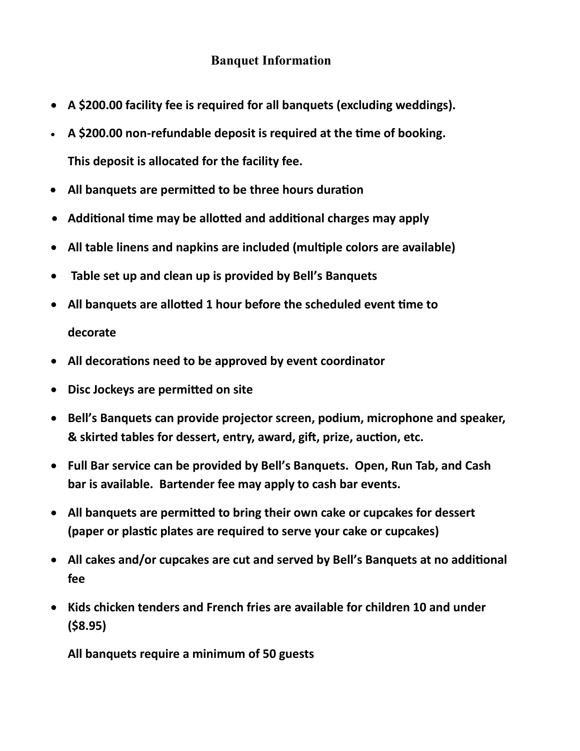# Banquet Information

- **A $200.00 facility fee is required for all banquets (excluding weddings).**
- **A $200.00 non-refundable deposit is required at the time of booking.**

  **This deposit is allocated for the facility fee.**
- **All banquets are permitted to be three hours duration**
- **Additional time may be allotted and additional charges may apply**
- **All table linens and napkins are included (multiple colors are available)**
- **Table set up and clean up is provided by Bell's Banquets**
- **All banquets are allotted 1 hour before the scheduled event time to decorate**
- **All decorations need to be approved by event coordinator**
- **Disc Jockeys are permitted on site**
- **Bell's Banquets can provide projector screen, podium, microphone and speaker, & skirted tables for dessert, entry, award, gift, prize, auction, etc.**
- **Full Bar service can be provided by Bell's Banquets. Open, Run Tab, and Cash bar is available. Bartender fee may apply to cash bar events.**
- **All banquets are permitted to bring their own cake or cupcakes for dessert (paper or plastic plates are required to serve your cake or cupcakes)**
- **All cakes and/or cupcakes are cut and served by Bell's Banquets at no additional fee**
- **Kids chicken tenders and French fries are available for children 10 and under ($8.95)**

  **All banquets require a minimum of 50 guests**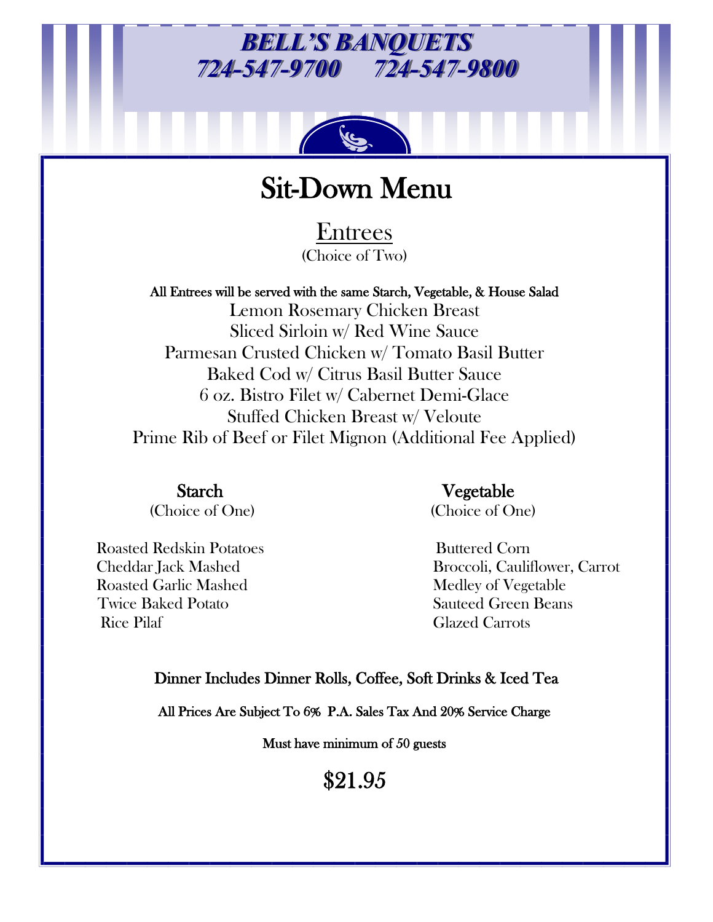# BELL'S BANQUETS

**724-547-9700 724-547-9800**

# Sit-Down Menu

## Entrees

(Choice of Two)

**All Entrees will be served with the same Starch, Vegetable, & House Salad**

Lemon Rosemary Chicken Breast
Sliced Sirloin w/ Red Wine Sauce
Parmesan Crusted Chicken w/ Tomato Basil Butter
Baked Cod w/ Citrus Basil Butter Sauce
6 oz. Bistro Filet w/ Cabernet Demi-Glace
Stuffed Chicken Breast w/ Veloute
Prime Rib of Beef or Filet Mignon (Additional Fee Applied)

### Starch

(Choice of One)

Roasted Redskin Potatoes
Cheddar Jack Mashed
Roasted Garlic Mashed
Twice Baked Potato
Rice Pilaf

### Vegetable

(Choice of One)

Buttered Corn
Broccoli, Cauliflower, Carrot
Medley of Vegetable
Sauteed Green Beans
Glazed Carrots

**Dinner Includes Dinner Rolls, Coffee, Soft Drinks & Iced Tea**

**All Prices Are Subject To 6% P.A. Sales Tax And 20% Service Charge**

**Must have minimum of 50 guests**

## $21.95